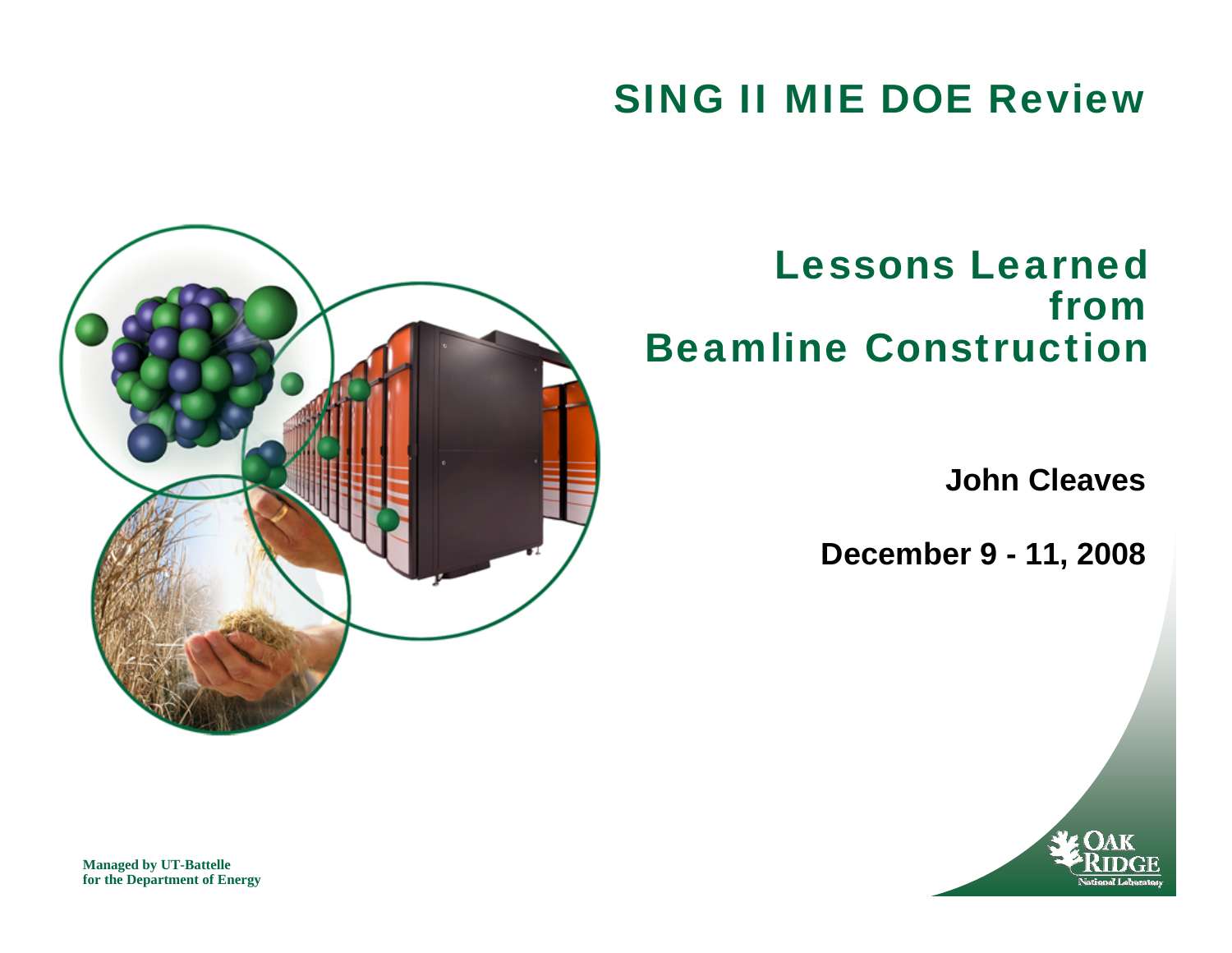# SING II MIE DOE Review

## Lessons Learned from Beamline Construction

**John Cleaves**

**December 9 - 11, 2008**

**Managed by UT-Battelle for the Department of Energy**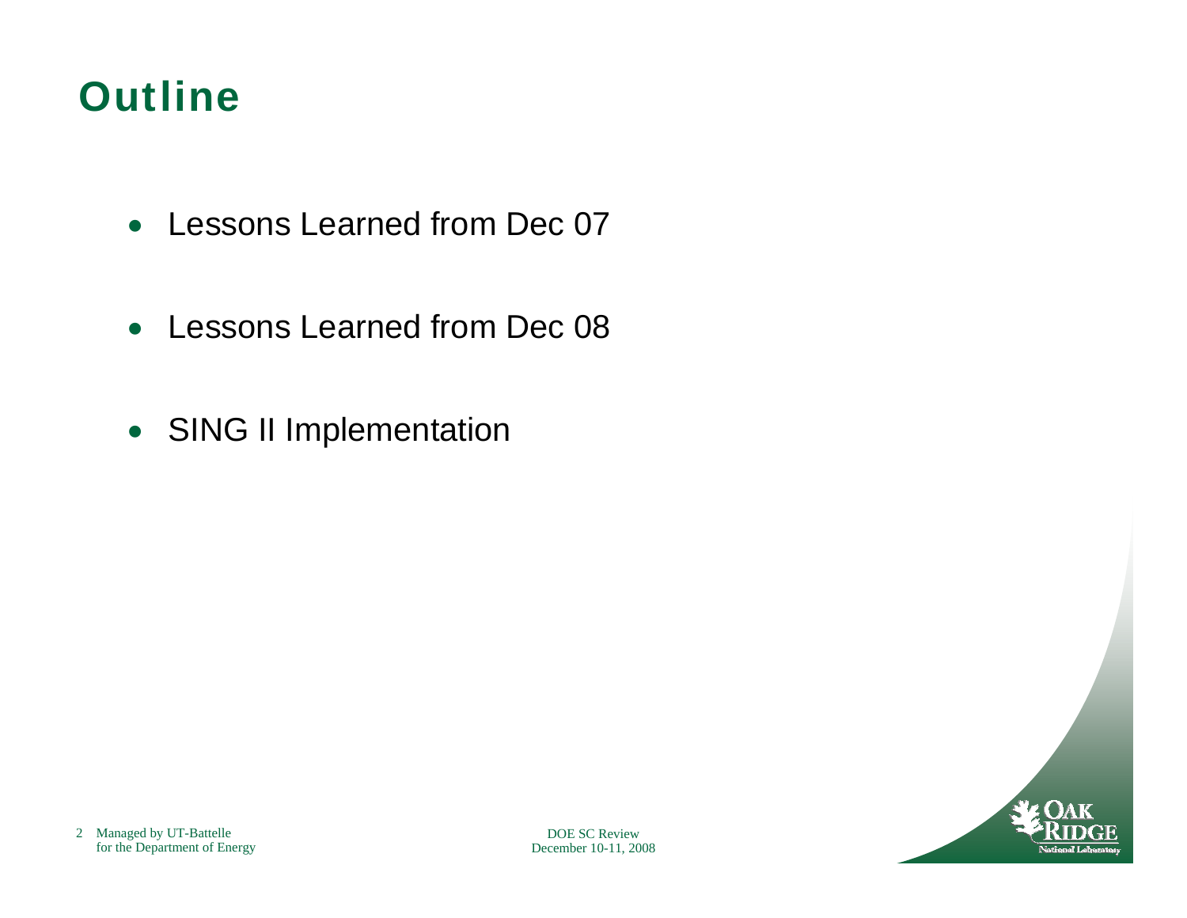# Outline

- Lessons Learned from Dec 07
- Lessons Learned from Dec 08
- SING II Implementation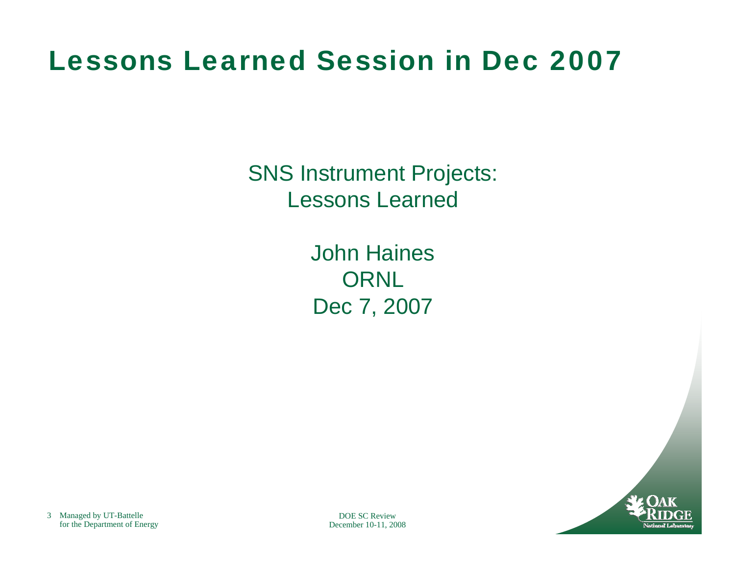# Lessons Learned Session in Dec 2007

SNS Instrument Projects:
Lessons Learned

John Haines
ORNL
Dec 7, 2007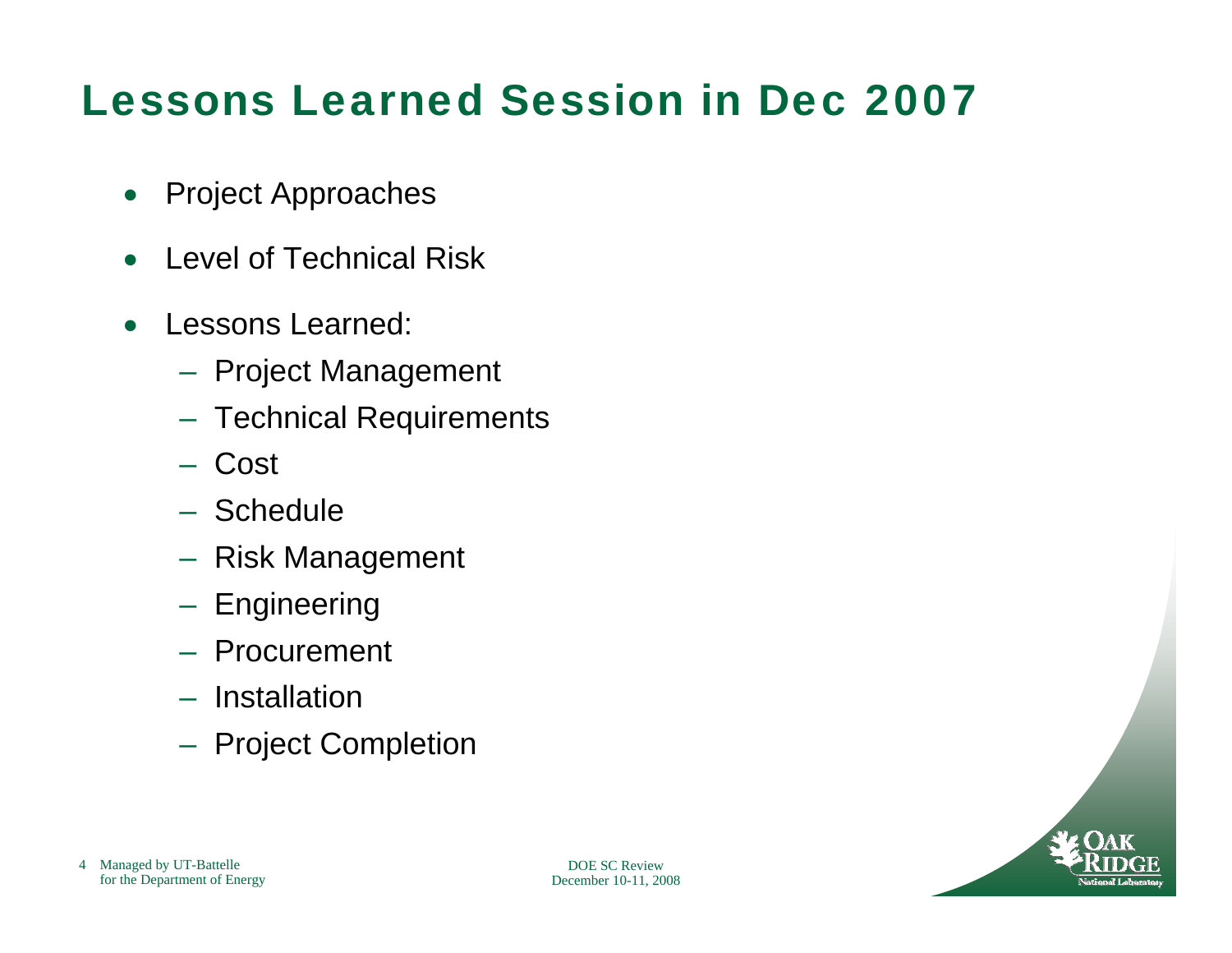# Lessons Learned Session in Dec 2007

- Project Approaches
- Level of Technical Risk
- Lessons Learned:
  - Project Management
  - Technical Requirements
  - Cost
  - Schedule
  - Risk Management
  - Engineering
  - Procurement
  - Installation
  - Project Completion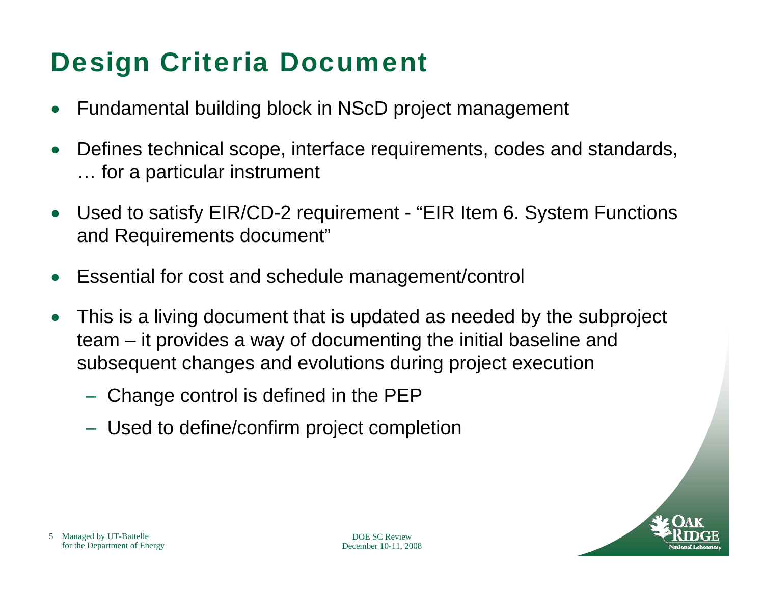# Design Criteria Document

- Fundamental building block in NScD project management
- Defines technical scope, interface requirements, codes and standards, … for a particular instrument
- Used to satisfy EIR/CD-2 requirement - "EIR Item 6. System Functions and Requirements document"
- Essential for cost and schedule management/control
- This is a living document that is updated as needed by the subproject team – it provides a way of documenting the initial baseline and subsequent changes and evolutions during project execution
  - Change control is defined in the PEP
  - Used to define/confirm project completion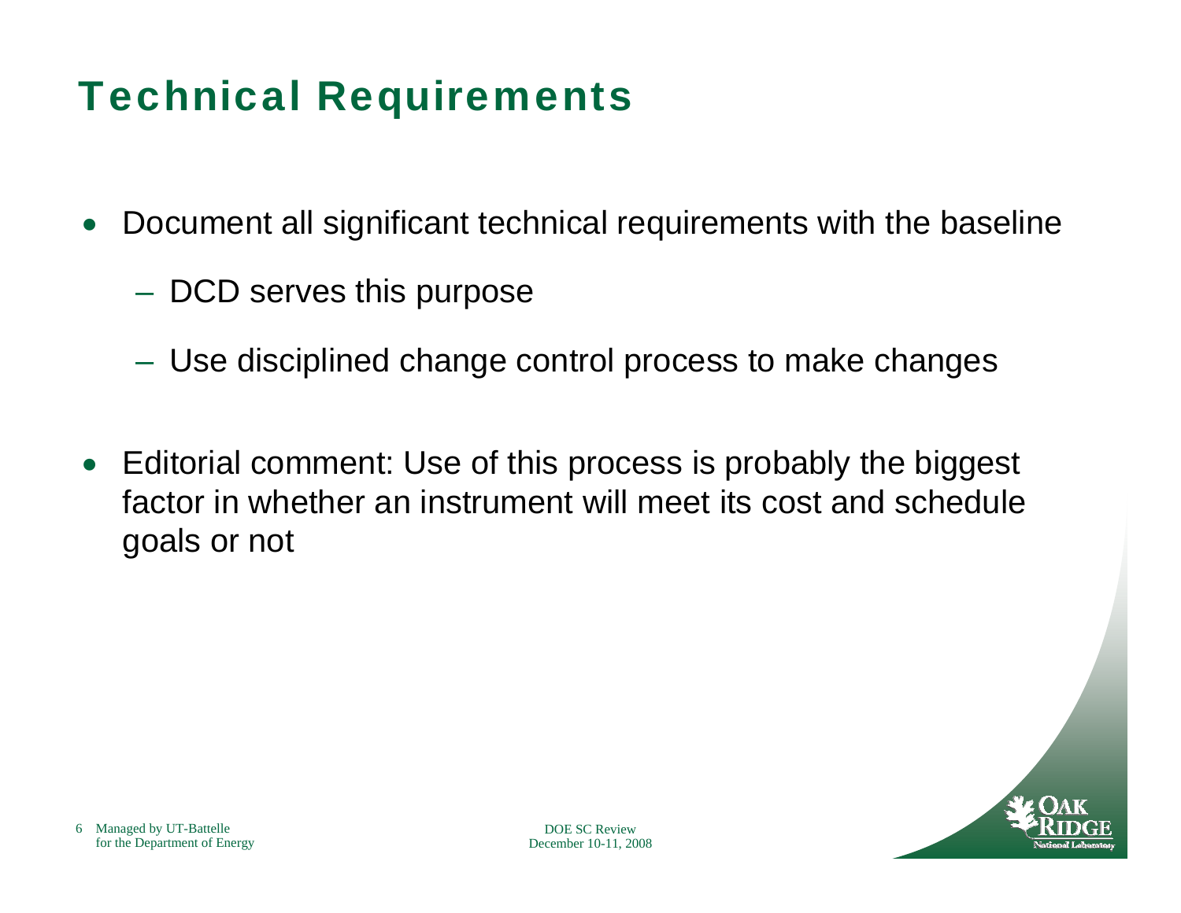# Technical Requirements

- Document all significant technical requirements with the baseline
  - DCD serves this purpose
  - Use disciplined change control process to make changes
- Editorial comment: Use of this process is probably the biggest factor in whether an instrument will meet its cost and schedule goals or not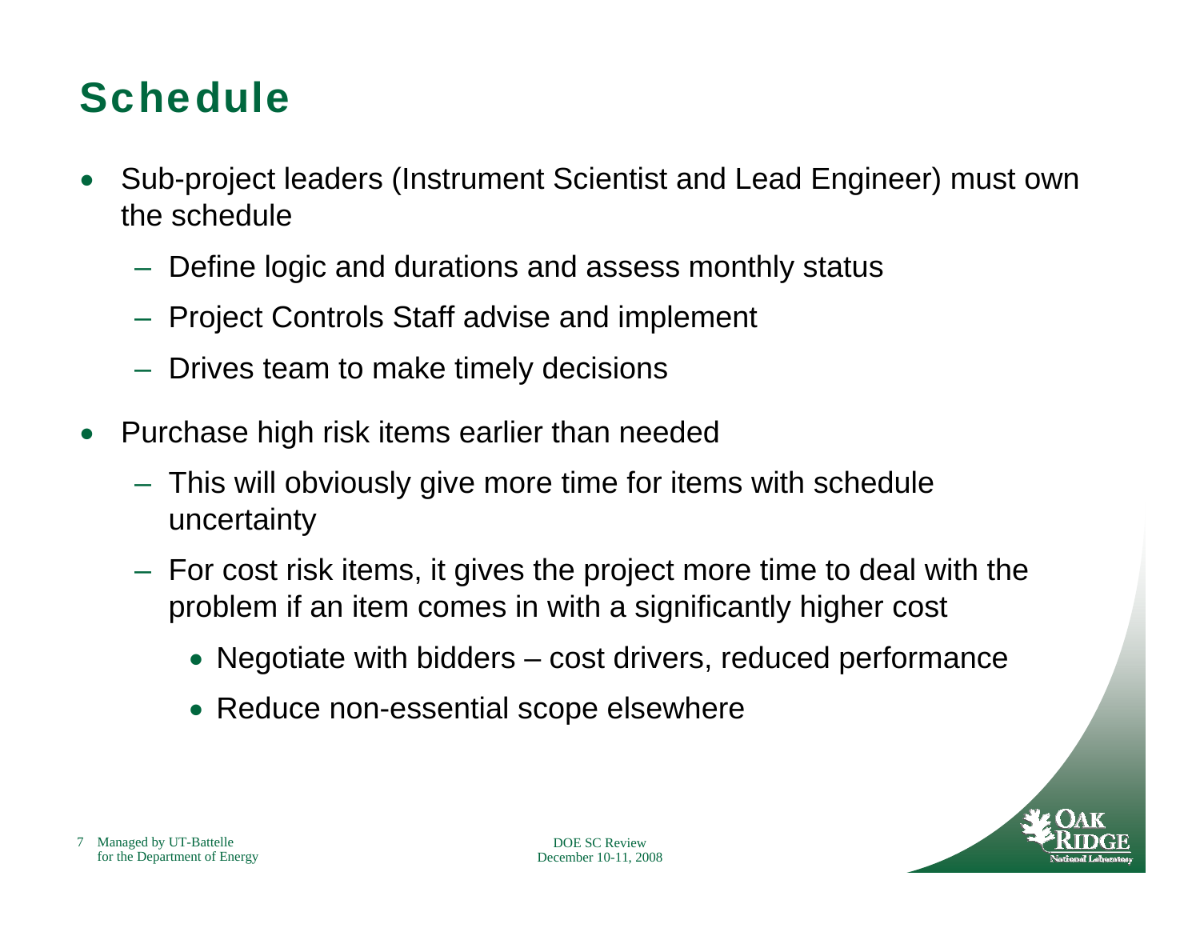# Schedule

- Sub-project leaders (Instrument Scientist and Lead Engineer) must own the schedule
  - Define logic and durations and assess monthly status
  - Project Controls Staff advise and implement
  - Drives team to make timely decisions
- Purchase high risk items earlier than needed
  - This will obviously give more time for items with schedule uncertainty
  - For cost risk items, it gives the project more time to deal with the problem if an item comes in with a significantly higher cost
    - Negotiate with bidders – cost drivers, reduced performance
    - Reduce non-essential scope elsewhere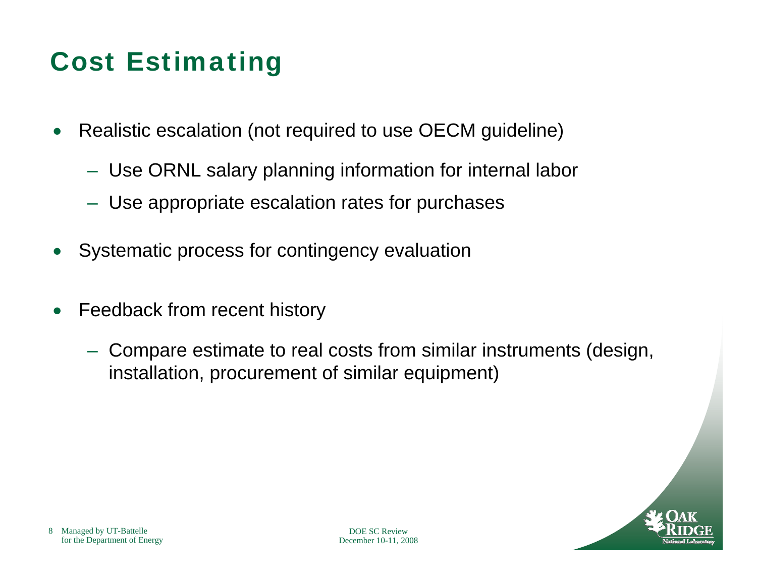# Cost Estimating

- Realistic escalation (not required to use OECM guideline)
  - Use ORNL salary planning information for internal labor
  - Use appropriate escalation rates for purchases
- Systematic process for contingency evaluation
- Feedback from recent history
  - Compare estimate to real costs from similar instruments (design, installation, procurement of similar equipment)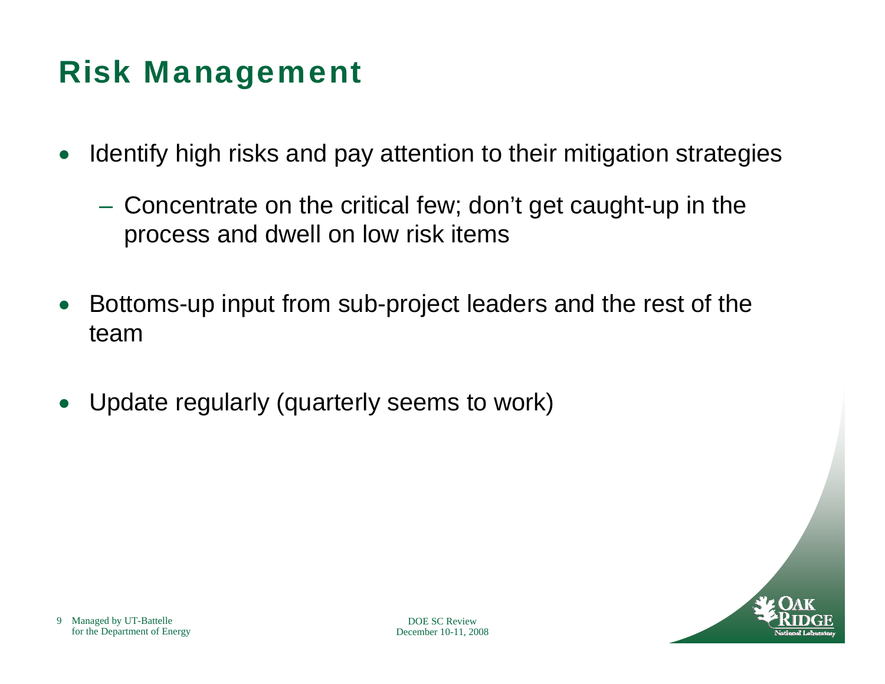# Risk Management

- Identify high risks and pay attention to their mitigation strategies
  - Concentrate on the critical few; don't get caught-up in the process and dwell on low risk items
- Bottoms-up input from sub-project leaders and the rest of the team
- Update regularly (quarterly seems to work)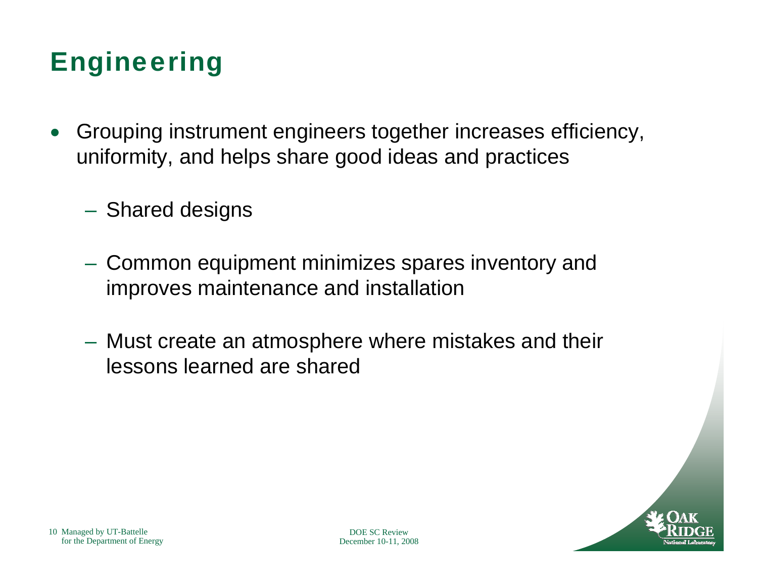# Engineering

- Grouping instrument engineers together increases efficiency, uniformity, and helps share good ideas and practices
  - Shared designs
  - Common equipment minimizes spares inventory and improves maintenance and installation
  - Must create an atmosphere where mistakes and their lessons learned are shared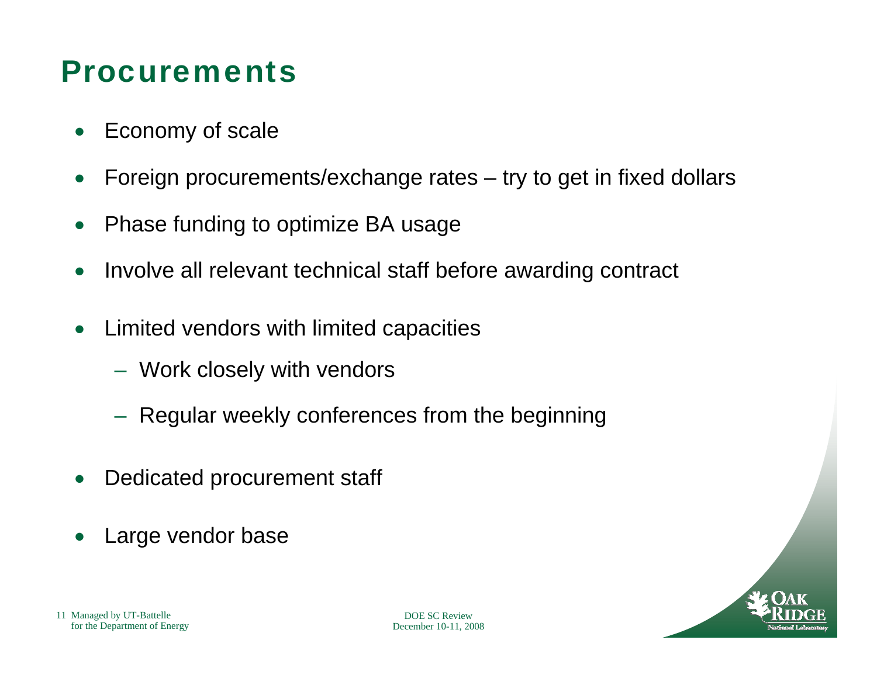# Procurements

- Economy of scale
- Foreign procurements/exchange rates – try to get in fixed dollars
- Phase funding to optimize BA usage
- Involve all relevant technical staff before awarding contract
- Limited vendors with limited capacities
  - Work closely with vendors
  - Regular weekly conferences from the beginning
- Dedicated procurement staff
- Large vendor base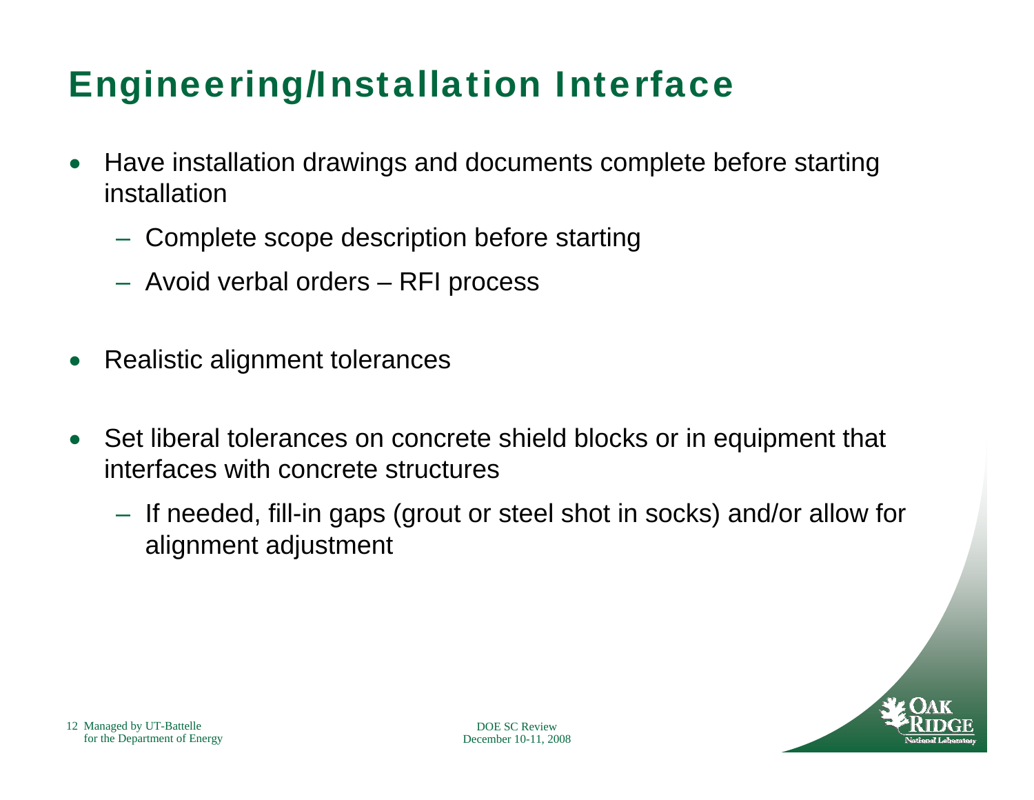# Engineering/Installation Interface

- Have installation drawings and documents complete before starting installation
  - Complete scope description before starting
  - Avoid verbal orders – RFI process
- Realistic alignment tolerances
- Set liberal tolerances on concrete shield blocks or in equipment that interfaces with concrete structures
  - If needed, fill-in gaps (grout or steel shot in socks) and/or allow for alignment adjustment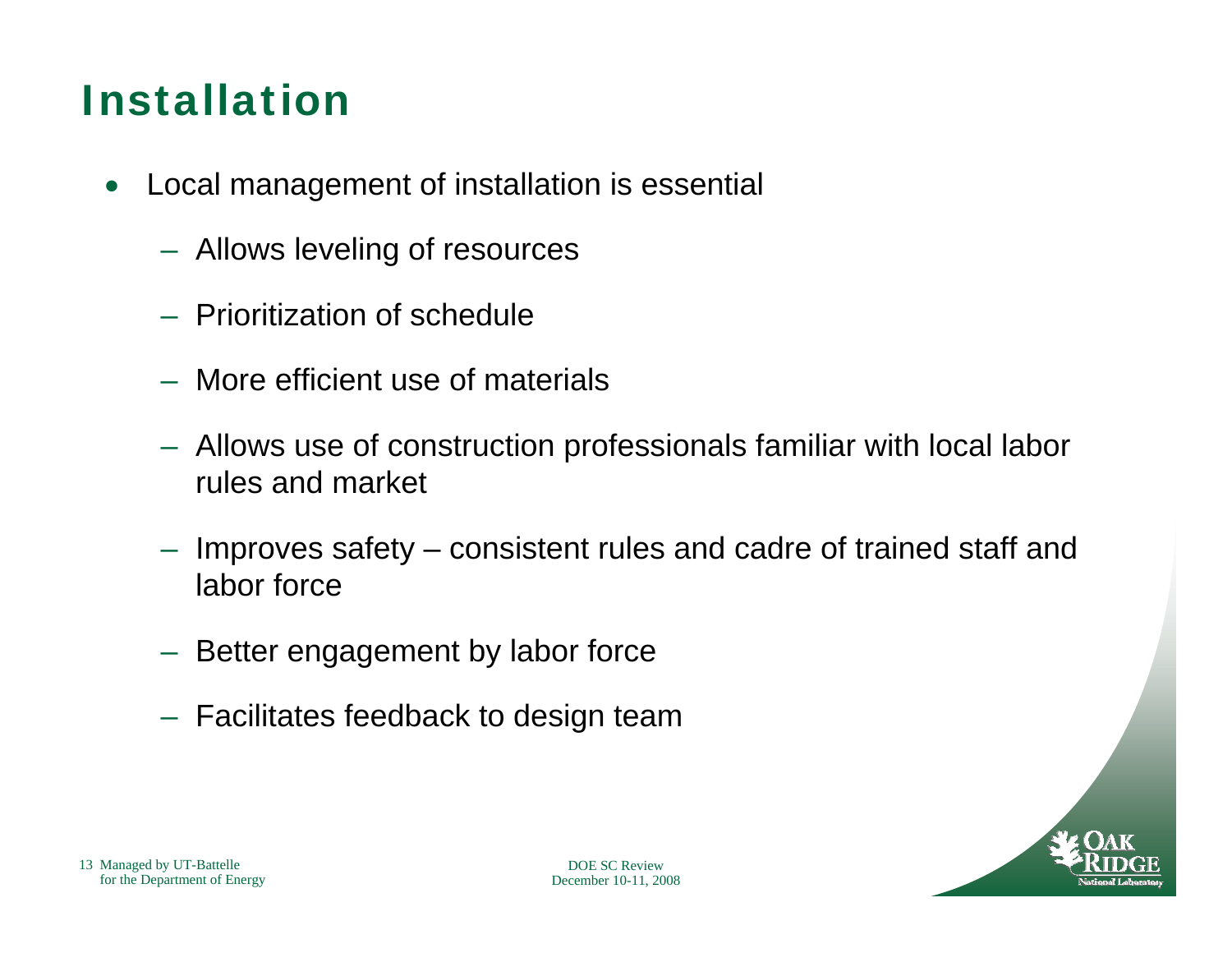# Installation

- Local management of installation is essential
  - Allows leveling of resources
  - Prioritization of schedule
  - More efficient use of materials
  - Allows use of construction professionals familiar with local labor rules and market
  - Improves safety – consistent rules and cadre of trained staff and labor force
  - Better engagement by labor force
  - Facilitates feedback to design team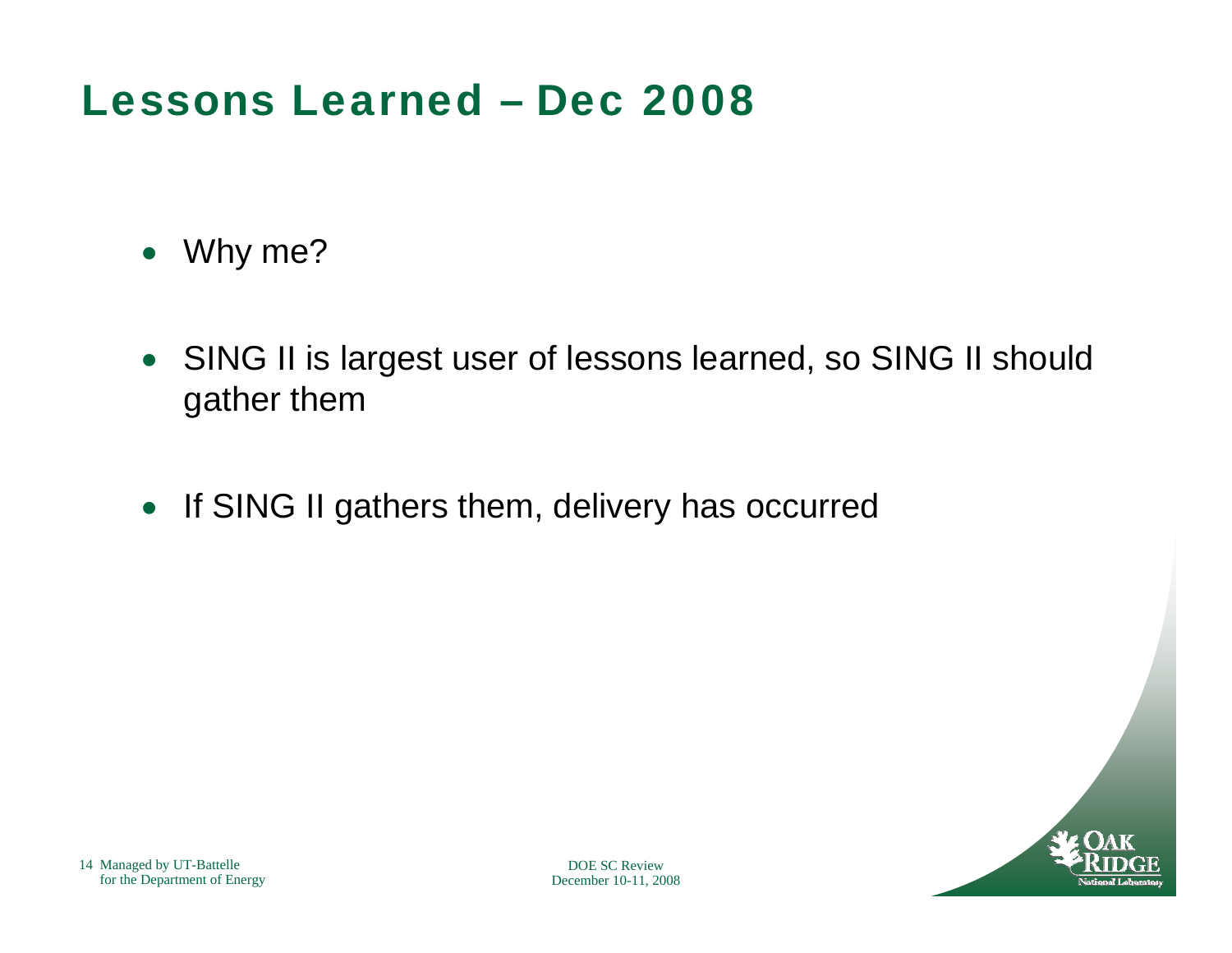# Lessons Learned – Dec 2008

- Why me?
- SING II is largest user of lessons learned, so SING II should gather them
- If SING II gathers them, delivery has occurred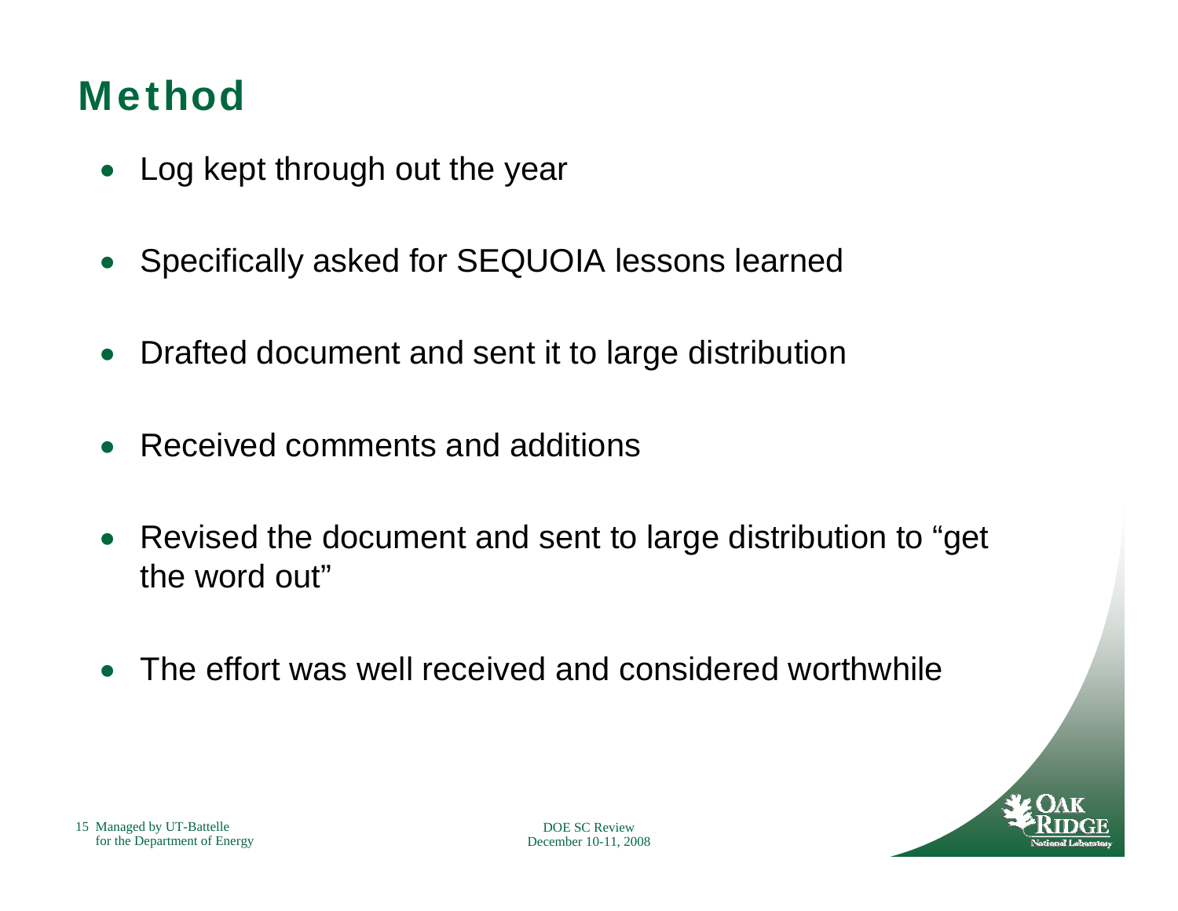# Method

- Log kept through out the year
- Specifically asked for SEQUOIA lessons learned
- Drafted document and sent it to large distribution
- Received comments and additions
- Revised the document and sent to large distribution to "get the word out"
- The effort was well received and considered worthwhile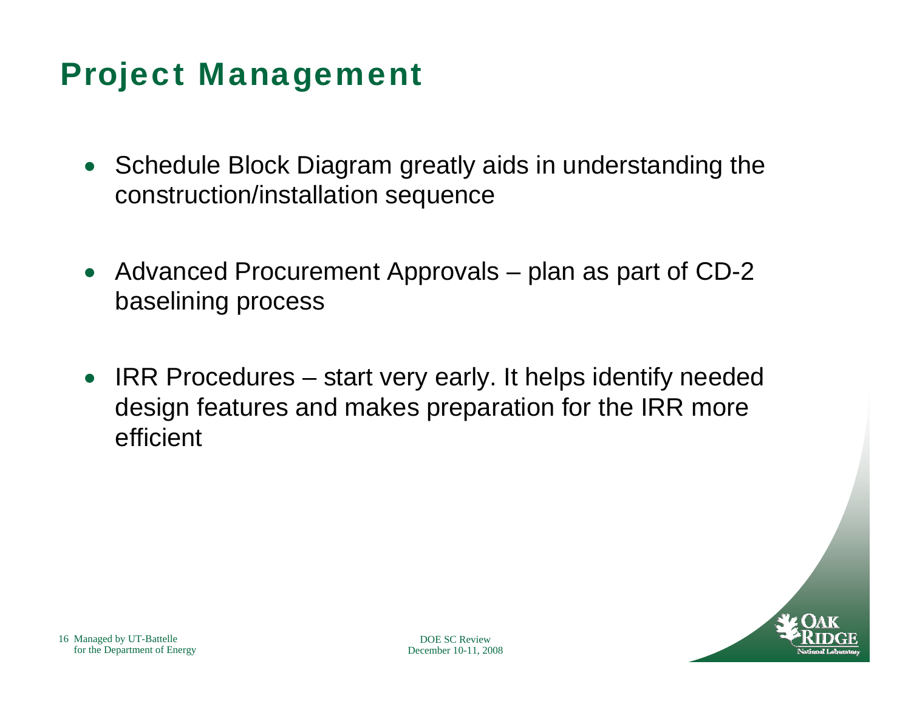# Project Management

- Schedule Block Diagram greatly aids in understanding the construction/installation sequence
- Advanced Procurement Approvals – plan as part of CD-2 baselining process
- IRR Procedures – start very early. It helps identify needed design features and makes preparation for the IRR more efficient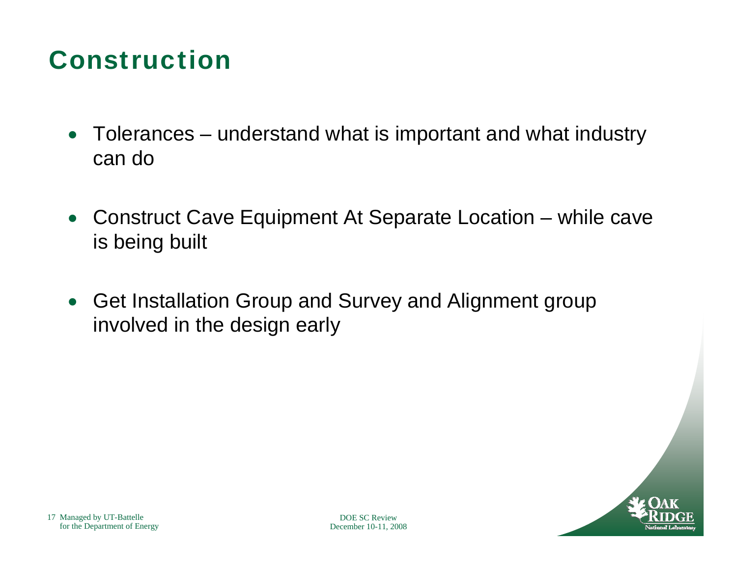# Construction

- Tolerances – understand what is important and what industry can do
- Construct Cave Equipment At Separate Location – while cave is being built
- Get Installation Group and Survey and Alignment group involved in the design early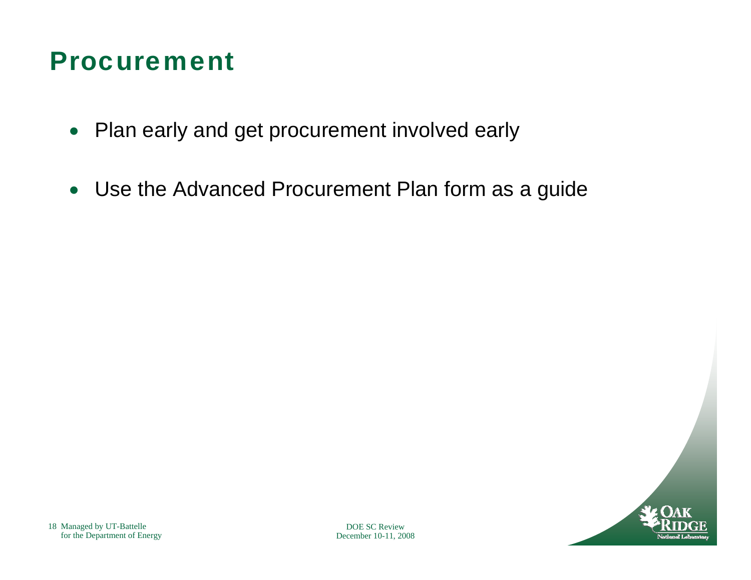# Procurement

- Plan early and get procurement involved early
- Use the Advanced Procurement Plan form as a guide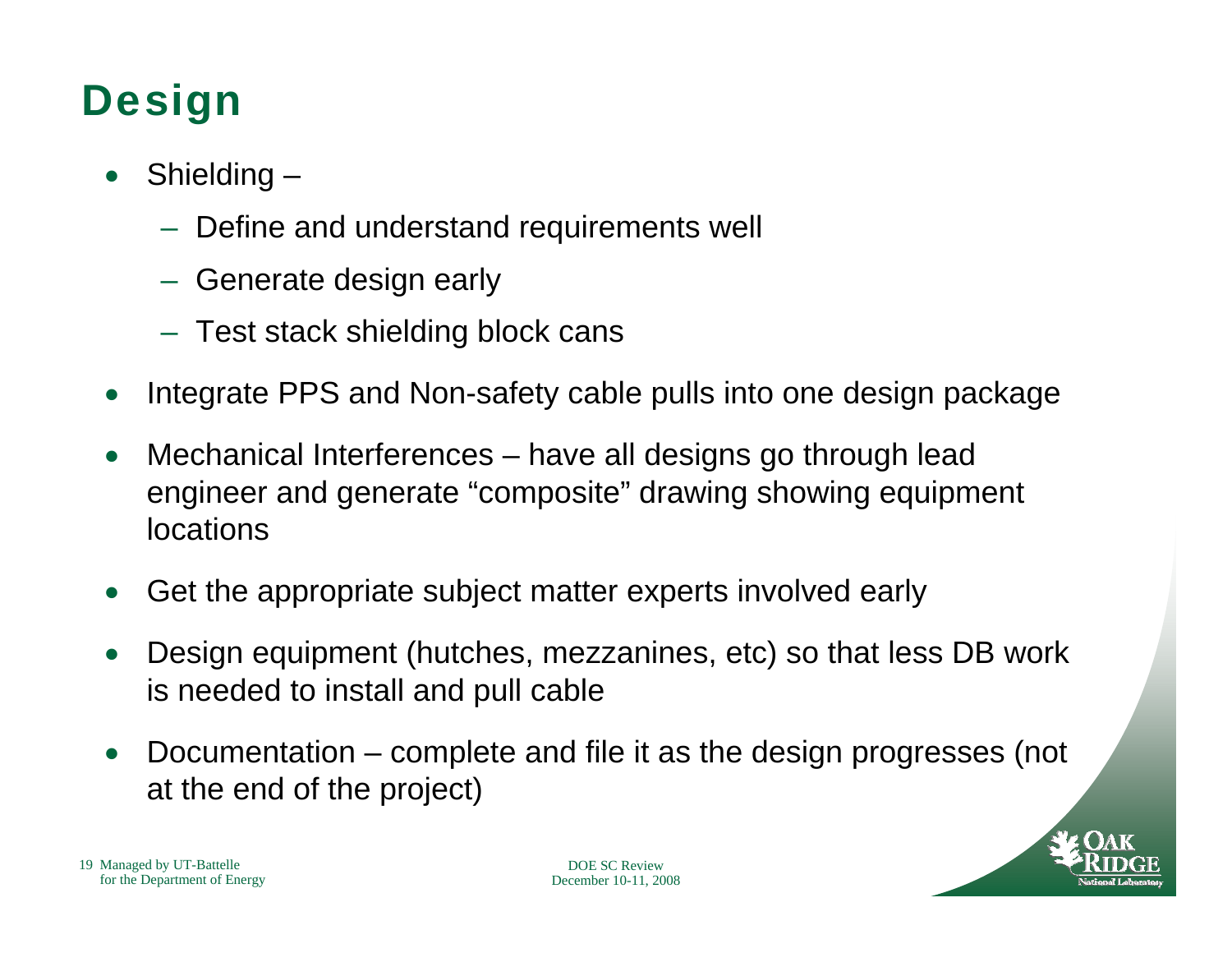# Design

- Shielding –
  - Define and understand requirements well
  - Generate design early
  - Test stack shielding block cans
- Integrate PPS and Non-safety cable pulls into one design package
- Mechanical Interferences – have all designs go through lead engineer and generate "composite" drawing showing equipment locations
- Get the appropriate subject matter experts involved early
- Design equipment (hutches, mezzanines, etc) so that less DB work is needed to install and pull cable
- Documentation – complete and file it as the design progresses (not at the end of the project)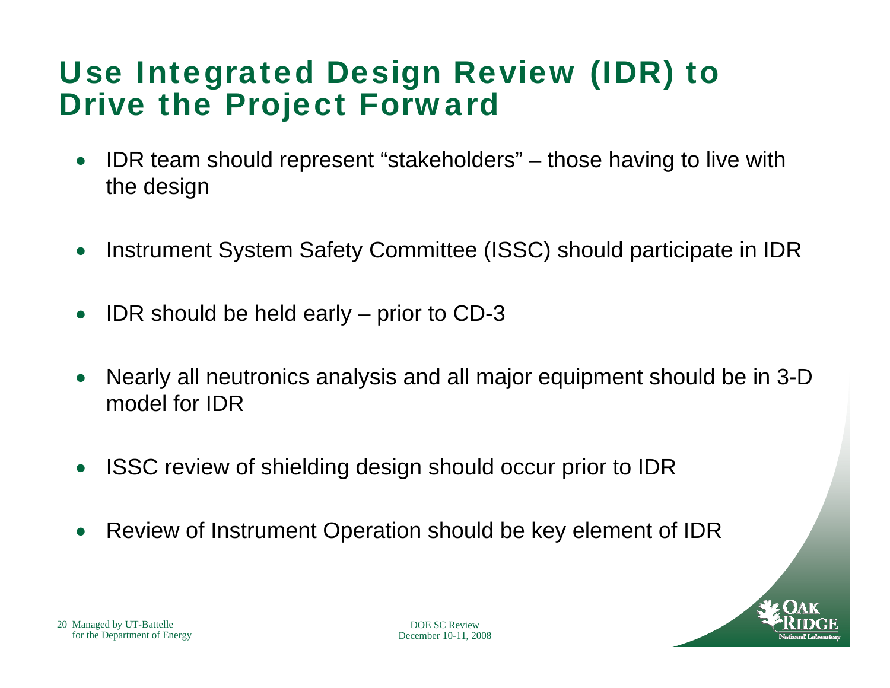# Use Integrated Design Review (IDR) to Drive the Project Forward

- IDR team should represent "stakeholders" – those having to live with the design
- Instrument System Safety Committee (ISSC) should participate in IDR
- IDR should be held early – prior to CD-3
- Nearly all neutronics analysis and all major equipment should be in 3-D model for IDR
- ISSC review of shielding design should occur prior to IDR
- Review of Instrument Operation should be key element of IDR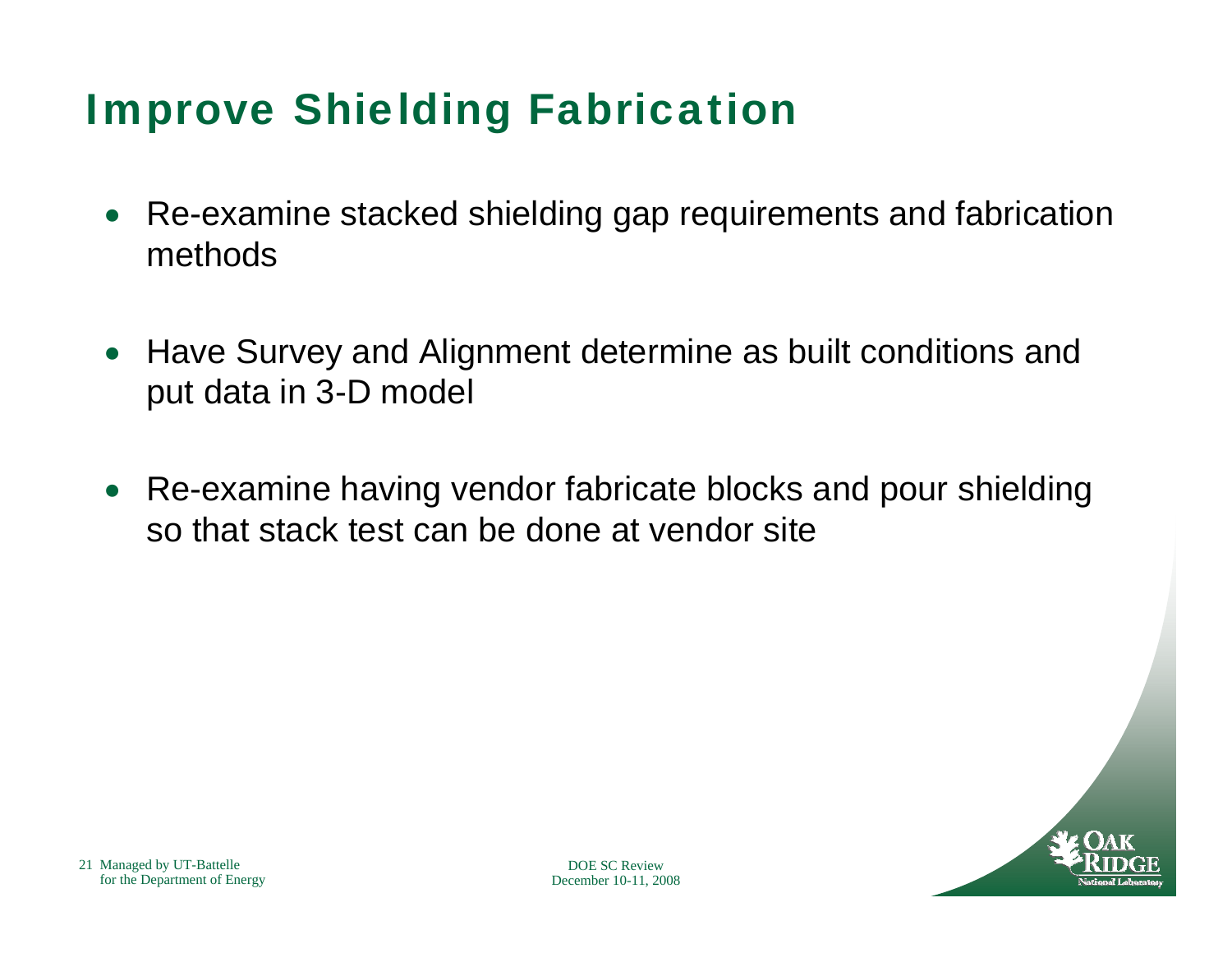# Improve Shielding Fabrication

- Re-examine stacked shielding gap requirements and fabrication methods
- Have Survey and Alignment determine as built conditions and put data in 3-D model
- Re-examine having vendor fabricate blocks and pour shielding so that stack test can be done at vendor site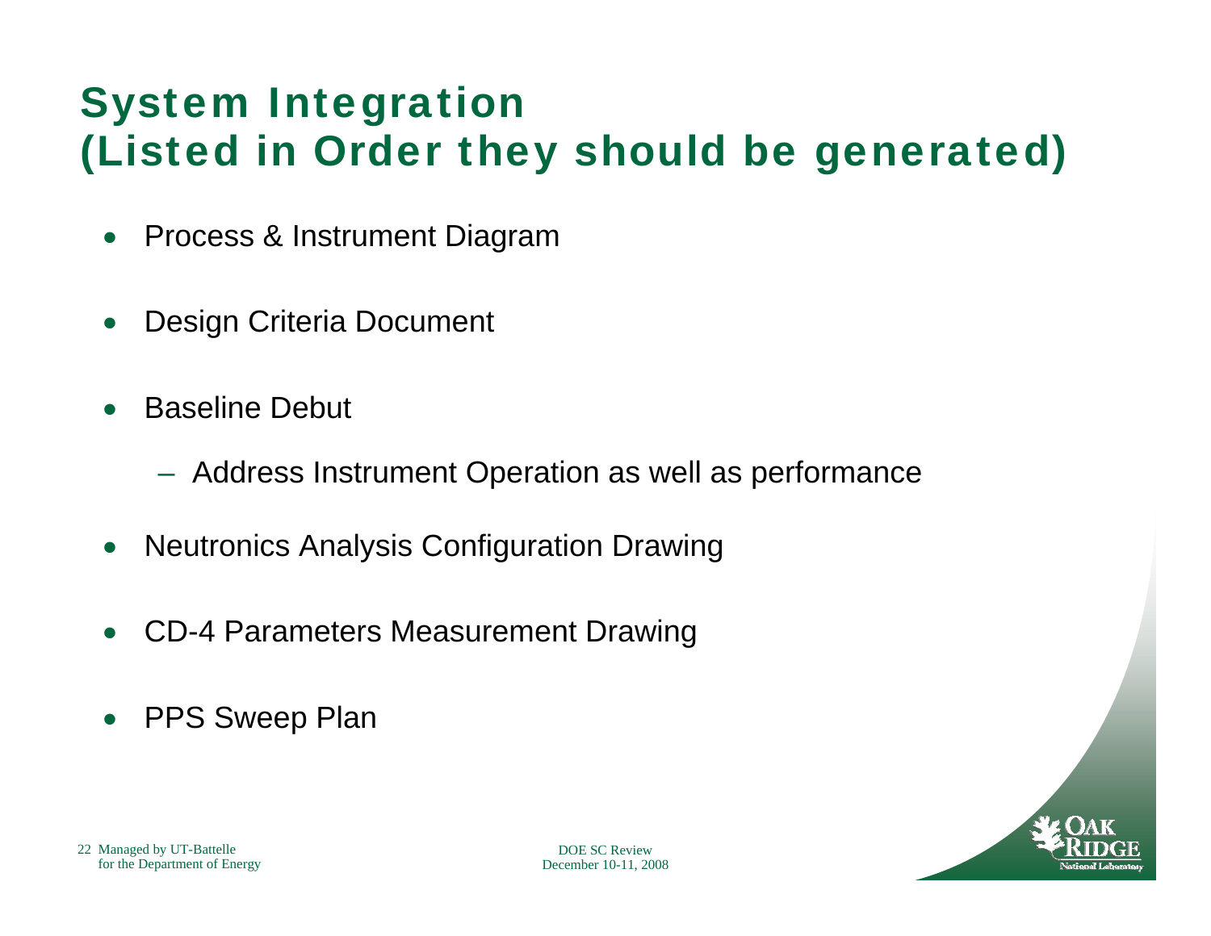# System Integration (Listed in Order they should be generated)

- Process & Instrument Diagram
- Design Criteria Document
- Baseline Debut
  - Address Instrument Operation as well as performance
- Neutronics Analysis Configuration Drawing
- CD-4 Parameters Measurement Drawing
- PPS Sweep Plan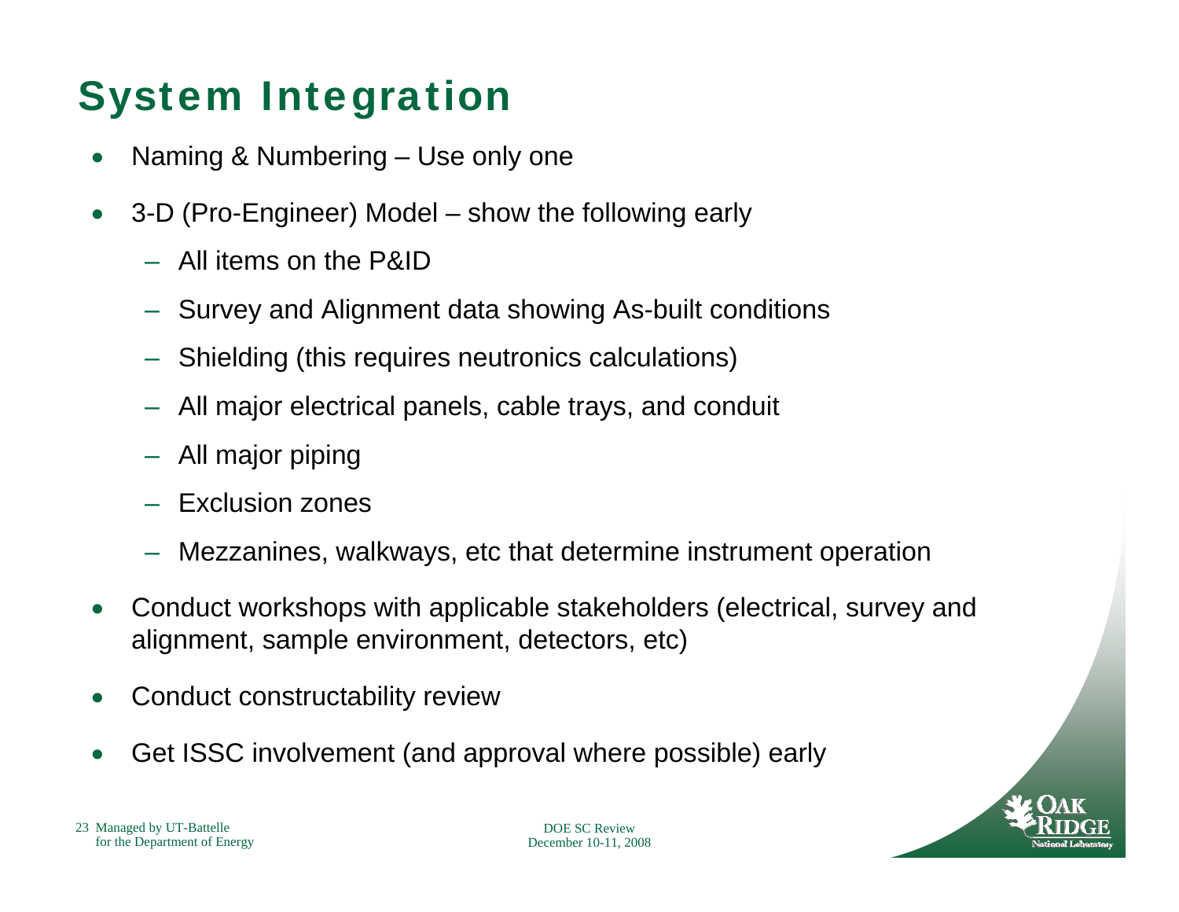# System Integration

- Naming & Numbering – Use only one
- 3-D (Pro-Engineer) Model – show the following early
  - All items on the P&ID
  - Survey and Alignment data showing As-built conditions
  - Shielding (this requires neutronics calculations)
  - All major electrical panels, cable trays, and conduit
  - All major piping
  - Exclusion zones
  - Mezzanines, walkways, etc that determine instrument operation
- Conduct workshops with applicable stakeholders (electrical, survey and alignment, sample environment, detectors, etc)
- Conduct constructability review
- Get ISSC involvement (and approval where possible) early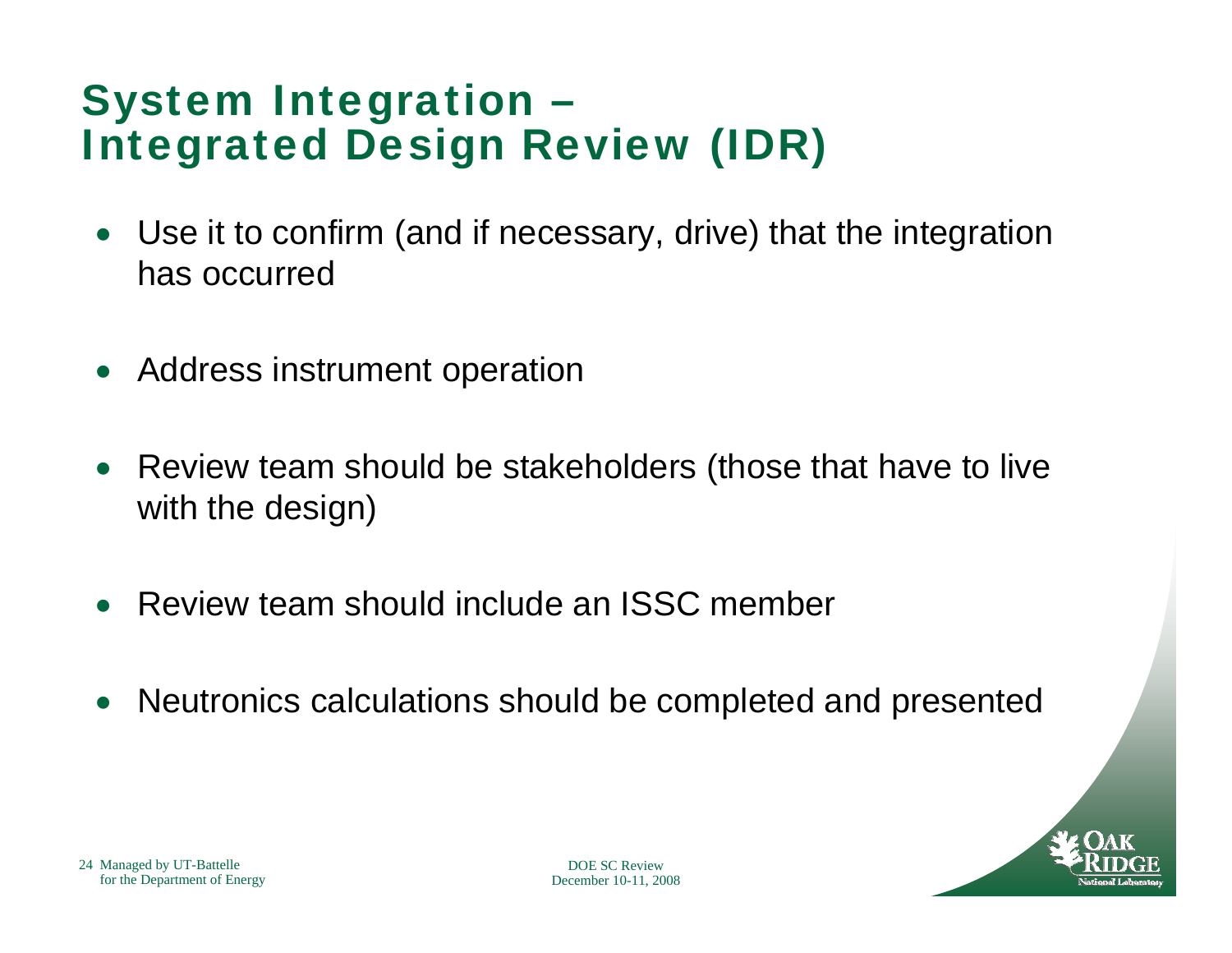# System Integration – Integrated Design Review (IDR)

- Use it to confirm (and if necessary, drive) that the integration has occurred
- Address instrument operation
- Review team should be stakeholders (those that have to live with the design)
- Review team should include an ISSC member
- Neutronics calculations should be completed and presented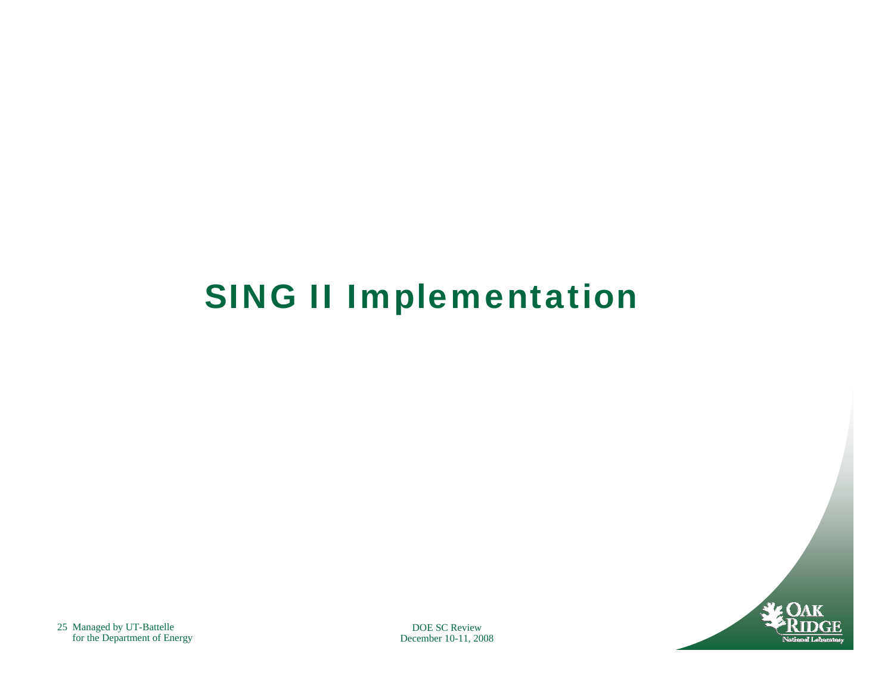# SING II Implementation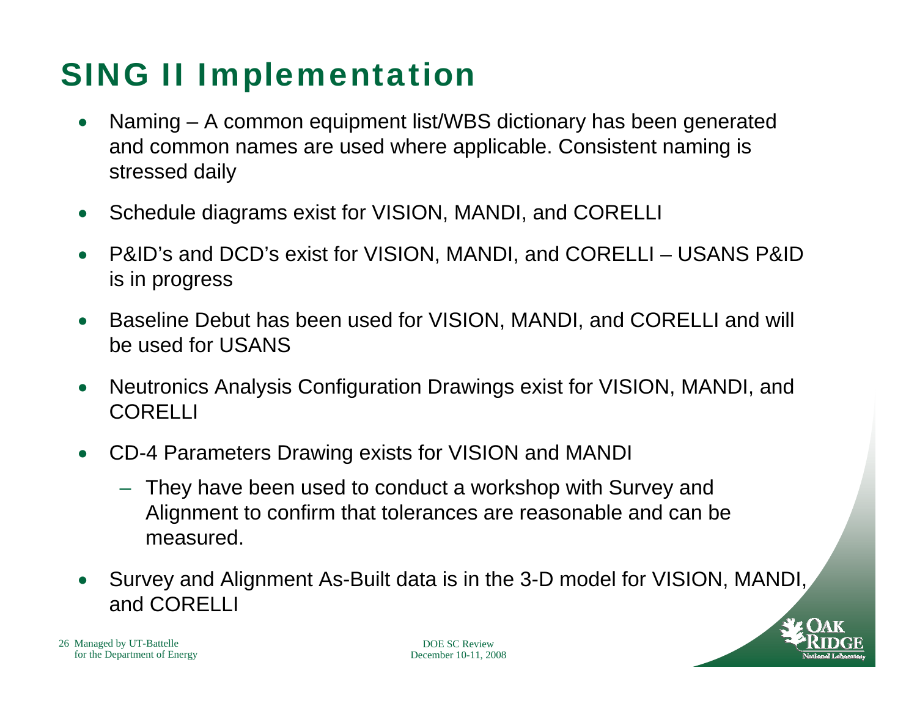# SING II Implementation

- Naming – A common equipment list/WBS dictionary has been generated and common names are used where applicable. Consistent naming is stressed daily
- Schedule diagrams exist for VISION, MANDI, and CORELLI
- P&ID's and DCD's exist for VISION, MANDI, and CORELLI – USANS P&ID is in progress
- Baseline Debut has been used for VISION, MANDI, and CORELLI and will be used for USANS
- Neutronics Analysis Configuration Drawings exist for VISION, MANDI, and CORELLI
- CD-4 Parameters Drawing exists for VISION and MANDI
  - They have been used to conduct a workshop with Survey and Alignment to confirm that tolerances are reasonable and can be measured.
- Survey and Alignment As-Built data is in the 3-D model for VISION, MANDI, and CORELLI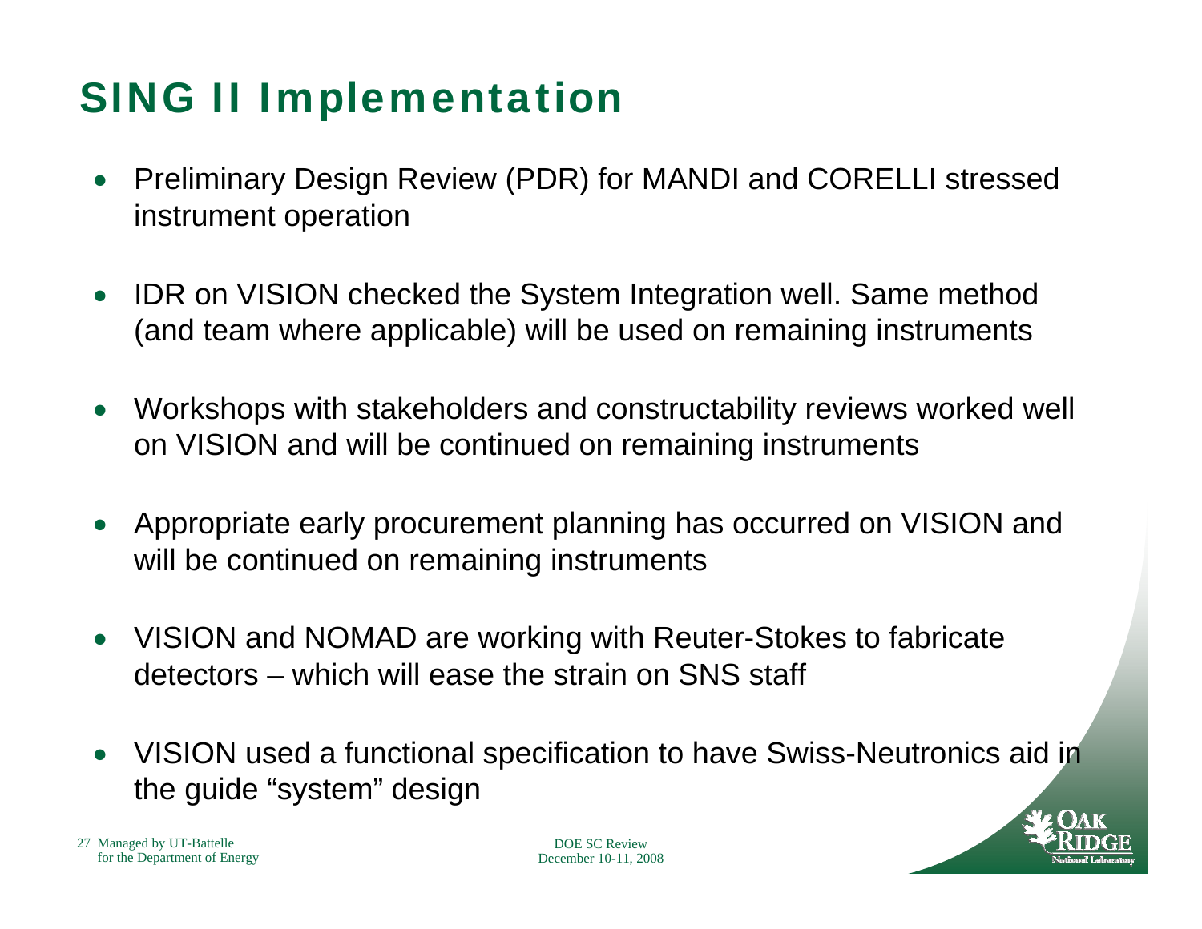# SING II Implementation

- Preliminary Design Review (PDR) for MANDI and CORELLI stressed instrument operation
- IDR on VISION checked the System Integration well. Same method (and team where applicable) will be used on remaining instruments
- Workshops with stakeholders and constructability reviews worked well on VISION and will be continued on remaining instruments
- Appropriate early procurement planning has occurred on VISION and will be continued on remaining instruments
- VISION and NOMAD are working with Reuter-Stokes to fabricate detectors – which will ease the strain on SNS staff
- VISION used a functional specification to have Swiss-Neutronics aid in the guide "system" design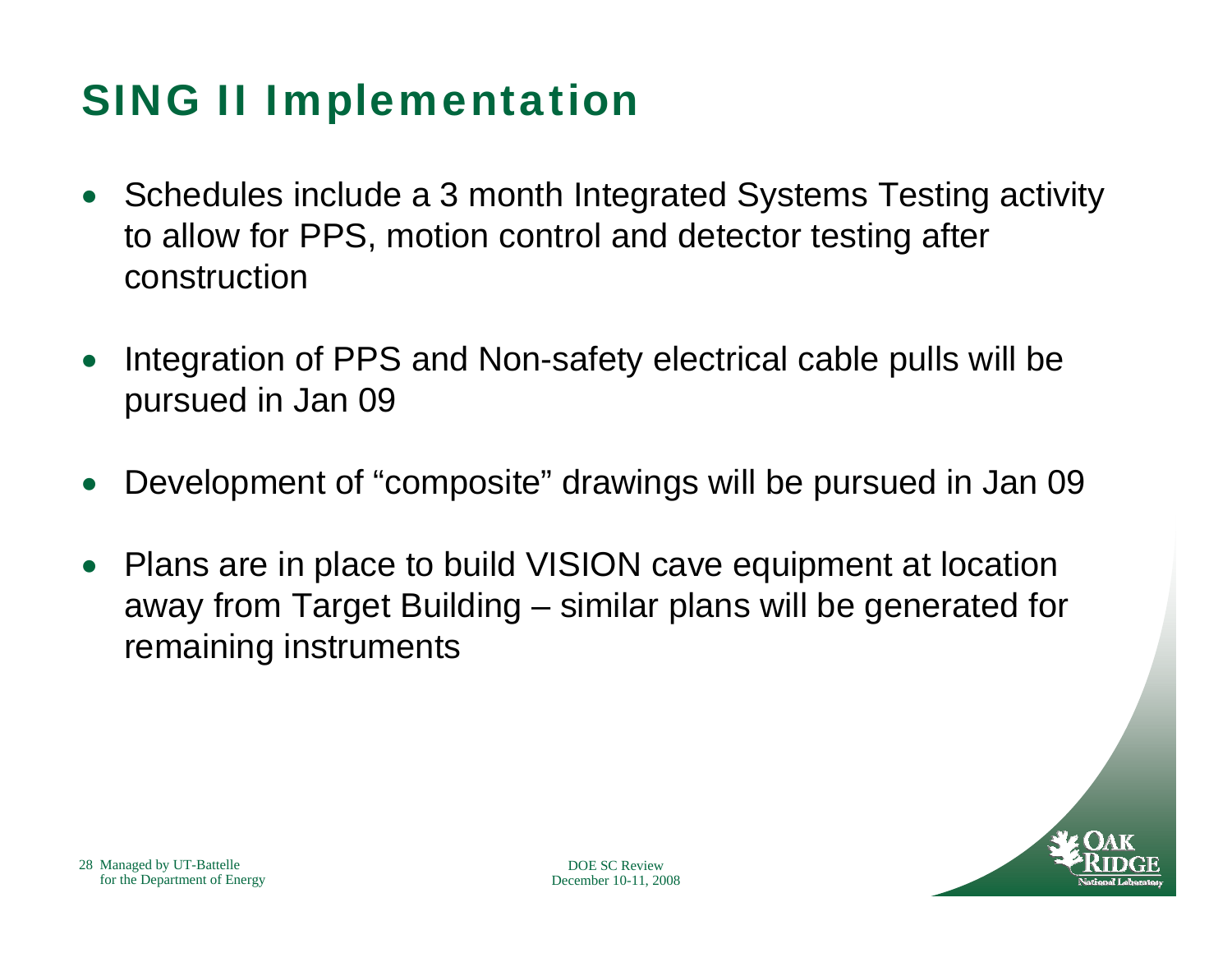# SING II Implementation

- Schedules include a 3 month Integrated Systems Testing activity to allow for PPS, motion control and detector testing after construction
- Integration of PPS and Non-safety electrical cable pulls will be pursued in Jan 09
- Development of "composite" drawings will be pursued in Jan 09
- Plans are in place to build VISION cave equipment at location away from Target Building – similar plans will be generated for remaining instruments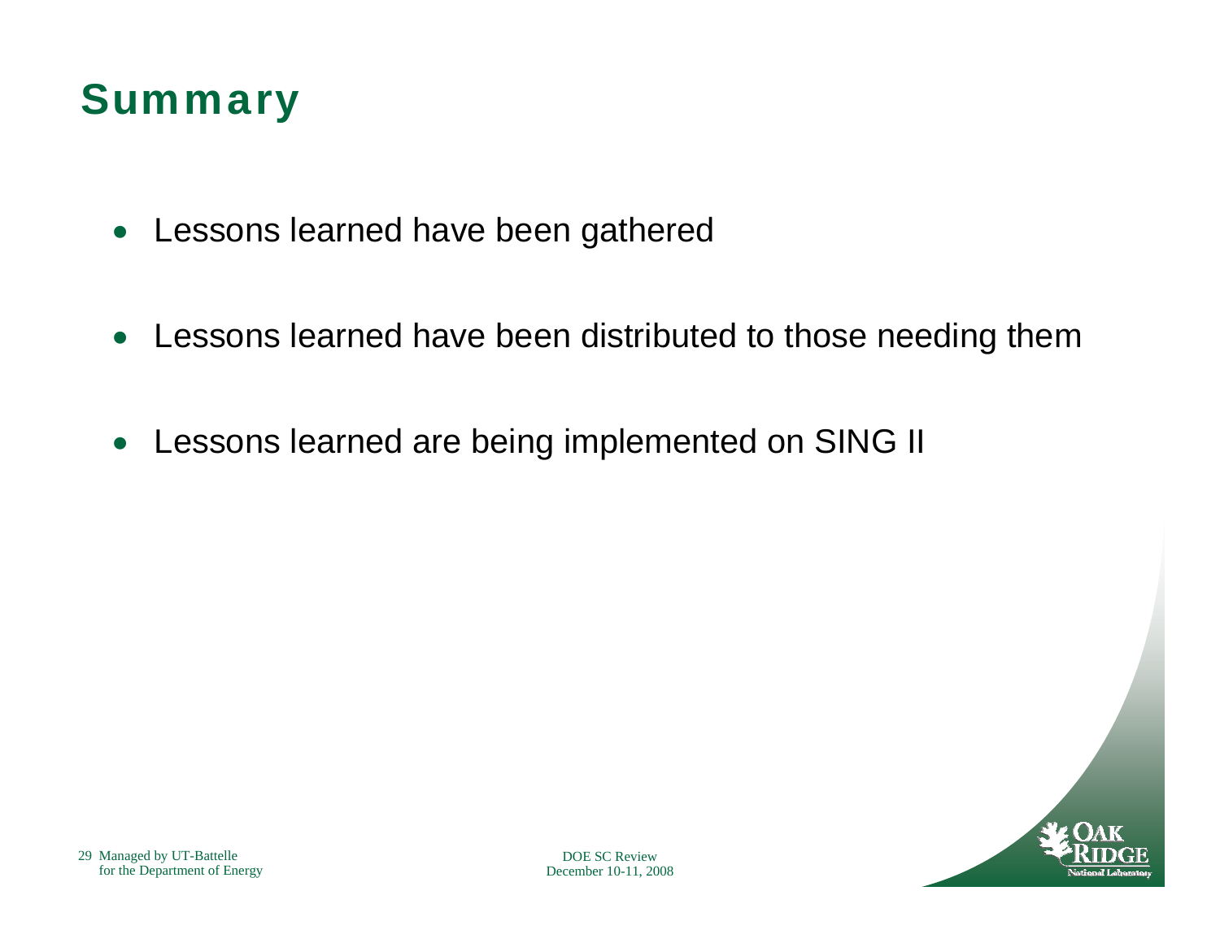# Summary

- Lessons learned have been gathered
- Lessons learned have been distributed to those needing them
- Lessons learned are being implemented on SING II